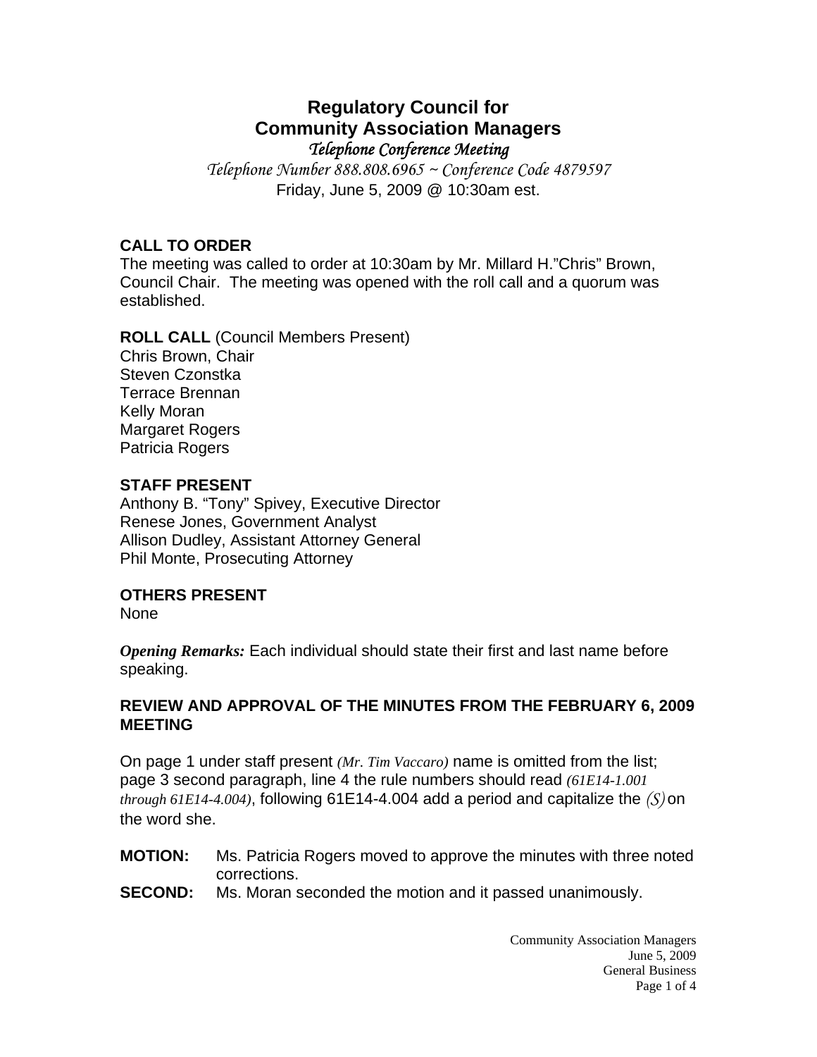# Regulatory Council for Community Association Managers

*Telephone Conference Meeting*

*Telephone Number 888.808.6965 ~ Conference Code 4879597*

Friday, June 5, 2009 @ 10:30am est.

## CALL TO ORDER

The meeting was called to order at 10:30am by Mr. Millard H."Chris" Brown, Council Chair. The meeting was opened with the roll call and a quorum was established.

**ROLL CALL** (Council Members Present)

Chris Brown, Chair
Steven Czonstka
Terrace Brennan
Kelly Moran
Margaret Rogers
Patricia Rogers

## STAFF PRESENT

Anthony B. "Tony" Spivey, Executive Director
Renese Jones, Government Analyst
Allison Dudley, Assistant Attorney General
Phil Monte, Prosecuting Attorney

## OTHERS PRESENT

None

***Opening Remarks:*** Each individual should state their first and last name before speaking.

## REVIEW AND APPROVAL OF THE MINUTES FROM THE FEBRUARY 6, 2009 MEETING

On page 1 under staff present *(Mr. Tim Vaccaro)* name is omitted from the list; page 3 second paragraph, line 4 the rule numbers should read *(61E14-1.001 through 61E14-4.004)*, following 61E14-4.004 add a period and capitalize the *(S)* on the word she.

**MOTION:** Ms. Patricia Rogers moved to approve the minutes with three noted corrections.

**SECOND:** Ms. Moran seconded the motion and it passed unanimously.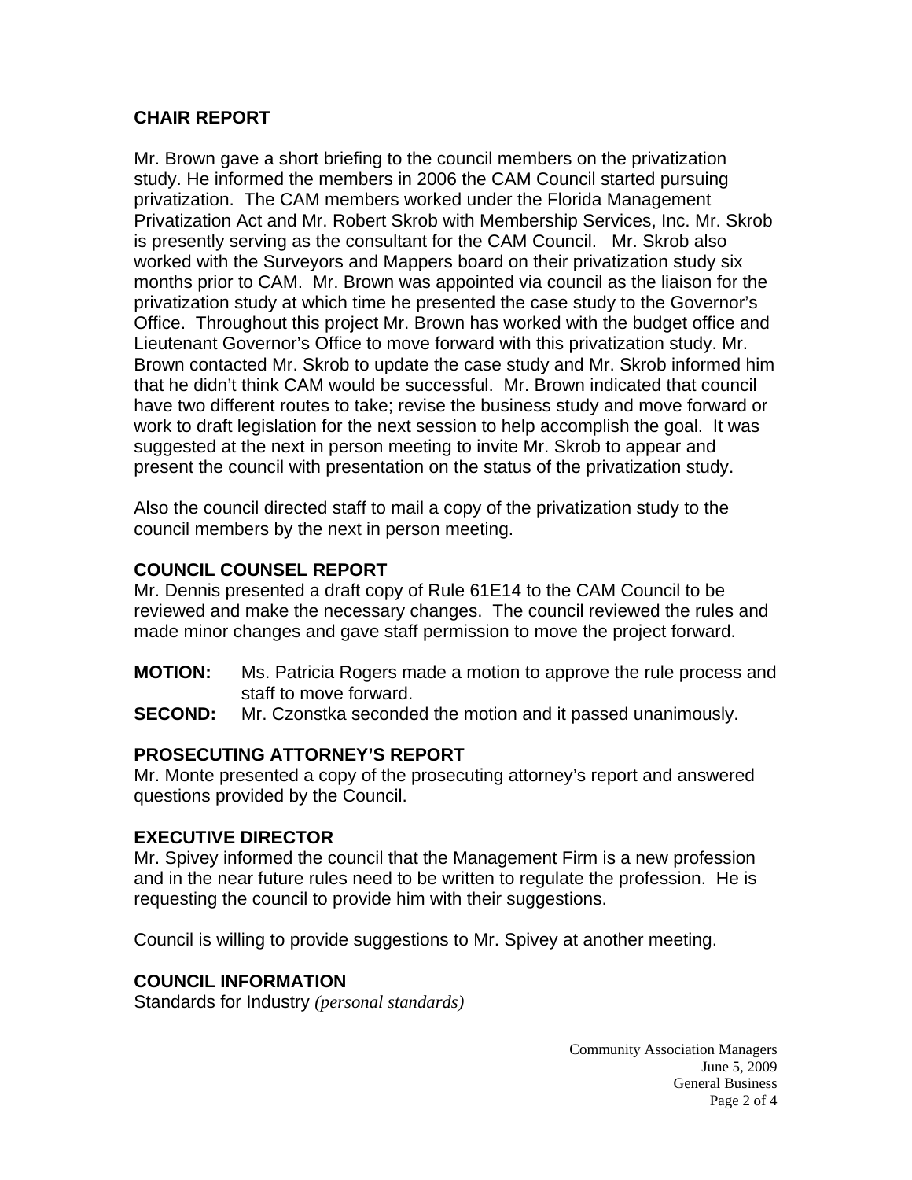## CHAIR REPORT

Mr. Brown gave a short briefing to the council members on the privatization study. He informed the members in 2006 the CAM Council started pursuing privatization. The CAM members worked under the Florida Management Privatization Act and Mr. Robert Skrob with Membership Services, Inc. Mr. Skrob is presently serving as the consultant for the CAM Council. Mr. Skrob also worked with the Surveyors and Mappers board on their privatization study six months prior to CAM. Mr. Brown was appointed via council as the liaison for the privatization study at which time he presented the case study to the Governor's Office. Throughout this project Mr. Brown has worked with the budget office and Lieutenant Governor's Office to move forward with this privatization study. Mr. Brown contacted Mr. Skrob to update the case study and Mr. Skrob informed him that he didn't think CAM would be successful. Mr. Brown indicated that council have two different routes to take; revise the business study and move forward or work to draft legislation for the next session to help accomplish the goal. It was suggested at the next in person meeting to invite Mr. Skrob to appear and present the council with presentation on the status of the privatization study.

Also the council directed staff to mail a copy of the privatization study to the council members by the next in person meeting.

## COUNCIL COUNSEL REPORT

Mr. Dennis presented a draft copy of Rule 61E14 to the CAM Council to be reviewed and make the necessary changes. The council reviewed the rules and made minor changes and gave staff permission to move the project forward.

**MOTION:** Ms. Patricia Rogers made a motion to approve the rule process and staff to move forward.

**SECOND:** Mr. Czonstka seconded the motion and it passed unanimously.

## PROSECUTING ATTORNEY'S REPORT

Mr. Monte presented a copy of the prosecuting attorney's report and answered questions provided by the Council.

## EXECUTIVE DIRECTOR

Mr. Spivey informed the council that the Management Firm is a new profession and in the near future rules need to be written to regulate the profession. He is requesting the council to provide him with their suggestions.

Council is willing to provide suggestions to Mr. Spivey at another meeting.

## COUNCIL INFORMATION

Standards for Industry *(personal standards)*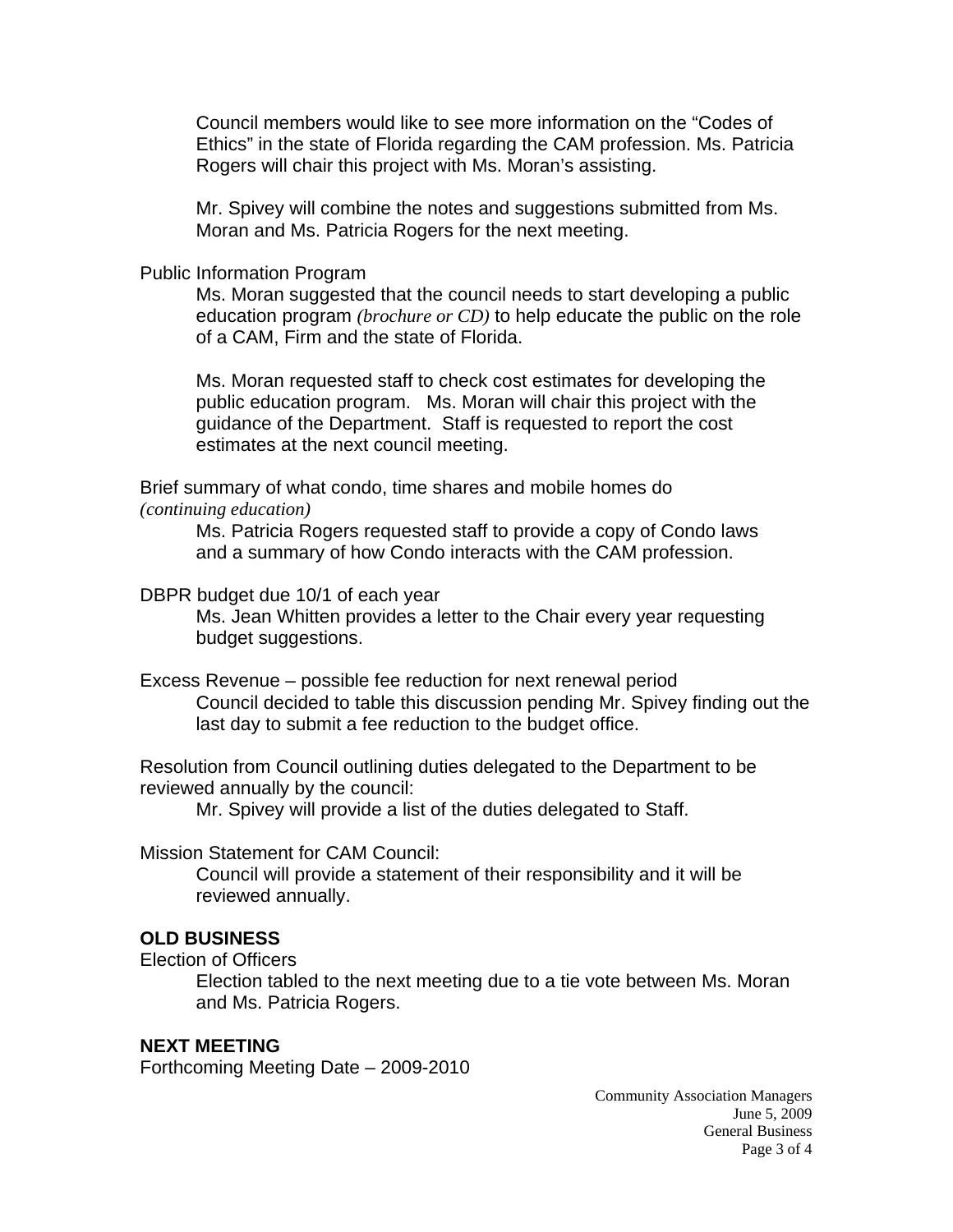Council members would like to see more information on the "Codes of Ethics" in the state of Florida regarding the CAM profession. Ms. Patricia Rogers will chair this project with Ms. Moran's assisting.

Mr. Spivey will combine the notes and suggestions submitted from Ms. Moran and Ms. Patricia Rogers for the next meeting.

Public Information Program

Ms. Moran suggested that the council needs to start developing a public education program *(brochure or CD)* to help educate the public on the role of a CAM, Firm and the state of Florida.

Ms. Moran requested staff to check cost estimates for developing the public education program. Ms. Moran will chair this project with the guidance of the Department. Staff is requested to report the cost estimates at the next council meeting.

Brief summary of what condo, time shares and mobile homes do *(continuing education)*

Ms. Patricia Rogers requested staff to provide a copy of Condo laws and a summary of how Condo interacts with the CAM profession.

DBPR budget due 10/1 of each year

Ms. Jean Whitten provides a letter to the Chair every year requesting budget suggestions.

Excess Revenue – possible fee reduction for next renewal period

Council decided to table this discussion pending Mr. Spivey finding out the last day to submit a fee reduction to the budget office.

Resolution from Council outlining duties delegated to the Department to be reviewed annually by the council:

Mr. Spivey will provide a list of the duties delegated to Staff.

Mission Statement for CAM Council:

Council will provide a statement of their responsibility and it will be reviewed annually.

**OLD BUSINESS**

Election of Officers

Election tabled to the next meeting due to a tie vote between Ms. Moran and Ms. Patricia Rogers.

**NEXT MEETING**

Forthcoming Meeting Date – 2009-2010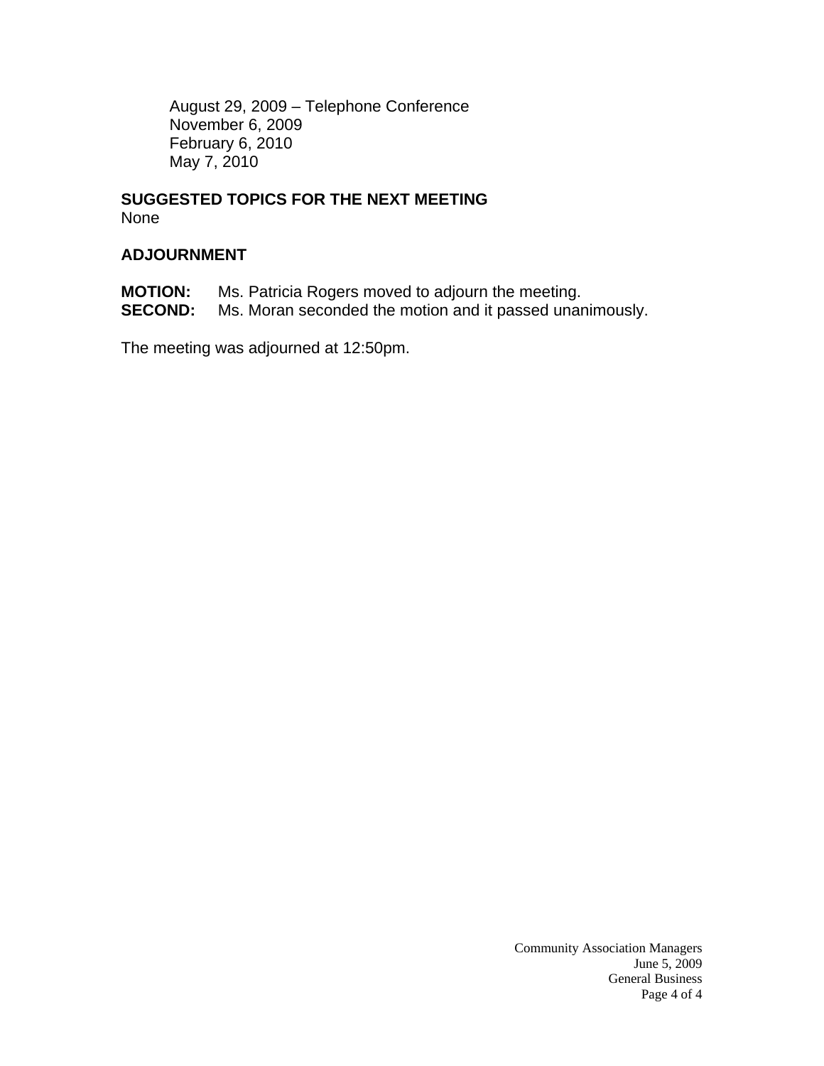August 29, 2009 – Telephone Conference
November 6, 2009
February 6, 2010
May 7, 2010

**SUGGESTED TOPICS FOR THE NEXT MEETING**

None

**ADJOURNMENT**

**MOTION:** Ms. Patricia Rogers moved to adjourn the meeting.
**SECOND:** Ms. Moran seconded the motion and it passed unanimously.

The meeting was adjourned at 12:50pm.